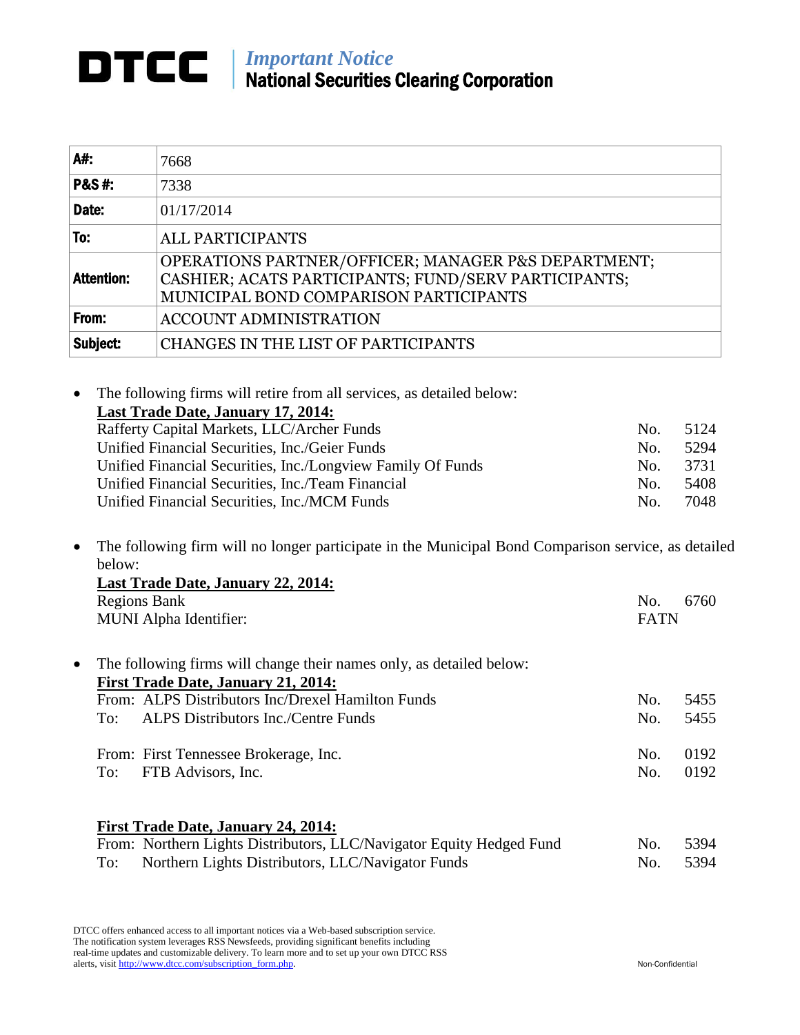# DTCC

*Important Notice*
**National Securities Clearing Corporation**

| | |
|---|---|
| **A#:** | 7668 |
| **P&S #:** | 7338 |
| **Date:** | 01/17/2014 |
| **To:** | ALL PARTICIPANTS |
| **Attention:** | OPERATIONS PARTNER/OFFICER; MANAGER P&S DEPARTMENT; CASHIER; ACATS PARTICIPANTS; FUND/SERV PARTICIPANTS; MUNICIPAL BOND COMPARISON PARTICIPANTS |
| **From:** | ACCOUNT ADMINISTRATION |
| **Subject:** | CHANGES IN THE LIST OF PARTICIPANTS |

- The following firms will retire from all services, as detailed below:

  **Last Trade Date, January 17, 2014:**

  | | | |
  |---|---|---|
  | Rafferty Capital Markets, LLC/Archer Funds | No. | 5124 |
  | Unified Financial Securities, Inc./Geier Funds | No. | 5294 |
  | Unified Financial Securities, Inc./Longview Family Of Funds | No. | 3731 |
  | Unified Financial Securities, Inc./Team Financial | No. | 5408 |
  | Unified Financial Securities, Inc./MCM Funds | No. | 7048 |

- The following firm will no longer participate in the Municipal Bond Comparison service, as detailed below:

  **Last Trade Date, January 22, 2014:**

  | | | |
  |---|---|---|
  | Regions Bank | No. | 6760 |
  | MUNI Alpha Identifier: | FATN | |

- The following firms will change their names only, as detailed below:

  **First Trade Date, January 21, 2014:**

  | | | |
  |---|---|---|
  | From: ALPS Distributors Inc/Drexel Hamilton Funds | No. | 5455 |
  | To: ALPS Distributors Inc./Centre Funds | No. | 5455 |
  | | | |
  | From: First Tennessee Brokerage, Inc. | No. | 0192 |
  | To: FTB Advisors, Inc. | No. | 0192 |

  **First Trade Date, January 24, 2014:**

  | | | |
  |---|---|---|
  | From: Northern Lights Distributors, LLC/Navigator Equity Hedged Fund | No. | 5394 |
  | To: Northern Lights Distributors, LLC/Navigator Funds | No. | 5394 |

DTCC offers enhanced access to all important notices via a Web-based subscription service. The notification system leverages RSS Newsfeeds, providing significant benefits including real-time updates and customizable delivery. To learn more and to set up your own DTCC RSS alerts, visit [http://www.dtcc.com/subscription_form.php](http://www.dtcc.com/subscription_form.php).

Non-Confidential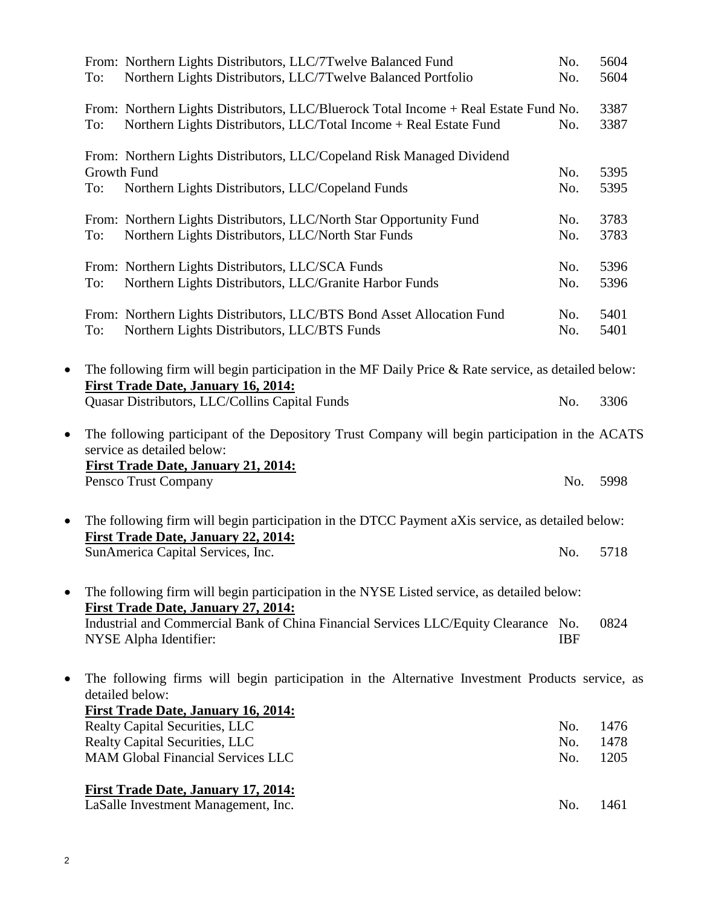From: Northern Lights Distributors, LLC/7Twelve Balanced Fund No. 5604
To: Northern Lights Distributors, LLC/7Twelve Balanced Portfolio No. 5604

From: Northern Lights Distributors, LLC/Bluerock Total Income + Real Estate Fund No. 3387
To: Northern Lights Distributors, LLC/Total Income + Real Estate Fund No. 3387

From: Northern Lights Distributors, LLC/Copeland Risk Managed Dividend Growth Fund No. 5395
To: Northern Lights Distributors, LLC/Copeland Funds No. 5395

From: Northern Lights Distributors, LLC/North Star Opportunity Fund No. 3783
To: Northern Lights Distributors, LLC/North Star Funds No. 3783

From: Northern Lights Distributors, LLC/SCA Funds No. 5396
To: Northern Lights Distributors, LLC/Granite Harbor Funds No. 5396

From: Northern Lights Distributors, LLC/BTS Bond Asset Allocation Fund No. 5401
To: Northern Lights Distributors, LLC/BTS Funds No. 5401

- The following firm will begin participation in the MF Daily Price & Rate service, as detailed below:

  **First Trade Date, January 16, 2014:**

  Quasar Distributors, LLC/Collins Capital Funds No. 3306

- The following participant of the Depository Trust Company will begin participation in the ACATS service as detailed below:

  **First Trade Date, January 21, 2014:**

  Pensco Trust Company No. 5998

- The following firm will begin participation in the DTCC Payment aXis service, as detailed below:

  **First Trade Date, January 22, 2014:**

  SunAmerica Capital Services, Inc. No. 5718

- The following firm will begin participation in the NYSE Listed service, as detailed below:

  **First Trade Date, January 27, 2014:**

  Industrial and Commercial Bank of China Financial Services LLC/Equity Clearance No. 0824
  NYSE Alpha Identifier: IBF

- The following firms will begin participation in the Alternative Investment Products service, as detailed below:

  **First Trade Date, January 16, 2014:**

  Realty Capital Securities, LLC No. 1476
  Realty Capital Securities, LLC No. 1478
  MAM Global Financial Services LLC No. 1205

  **First Trade Date, January 17, 2014:**

  LaSalle Investment Management, Inc. No. 1461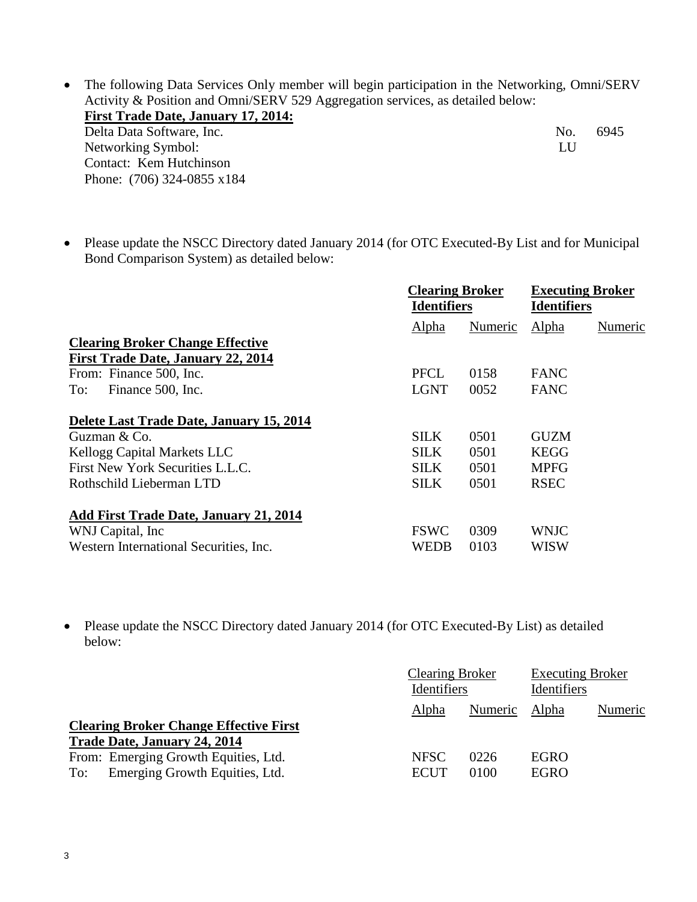- The following Data Services Only member will begin participation in the Networking, Omni/SERV Activity & Position and Omni/SERV 529 Aggregation services, as detailed below:

  **First Trade Date, January 17, 2014:**

  | | | |
  |---|---|---|
  | Delta Data Software, Inc. | No. | 6945 |
  | Networking Symbol: | LU | |
  | Contact: Kem Hutchinson | | |
  | Phone: (706) 324-0855 x184 | | |

- Please update the NSCC Directory dated January 2014 (for OTC Executed-By List and for Municipal Bond Comparison System) as detailed below:

| | **Clearing Broker Identifiers** | | **Executing Broker Identifiers** | |
|---|---|---|---|---|
| | Alpha | Numeric | Alpha | Numeric |
| **Clearing Broker Change Effective First Trade Date, January 22, 2014** | | | | |
| From: Finance 500, Inc. | PFCL | 0158 | FANC | |
| To: Finance 500, Inc. | LGNT | 0052 | FANC | |
| **Delete Last Trade Date, January 15, 2014** | | | | |
| Guzman & Co. | SILK | 0501 | GUZM | |
| Kellogg Capital Markets LLC | SILK | 0501 | KEGG | |
| First New York Securities L.L.C. | SILK | 0501 | MPFG | |
| Rothschild Lieberman LTD | SILK | 0501 | RSEC | |
| **Add First Trade Date, January 21, 2014** | | | | |
| WNJ Capital, Inc | FSWC | 0309 | WNJC | |
| Western International Securities, Inc. | WEDB | 0103 | WISW | |

- Please update the NSCC Directory dated January 2014 (for OTC Executed-By List) as detailed below:

| | Clearing Broker Identifiers | | Executing Broker Identifiers | |
|---|---|---|---|---|
| | Alpha | Numeric | Alpha | Numeric |
| **Clearing Broker Change Effective First Trade Date, January 24, 2014** | | | | |
| From: Emerging Growth Equities, Ltd. | NFSC | 0226 | EGRO | |
| To: Emerging Growth Equities, Ltd. | ECUT | 0100 | EGRO | |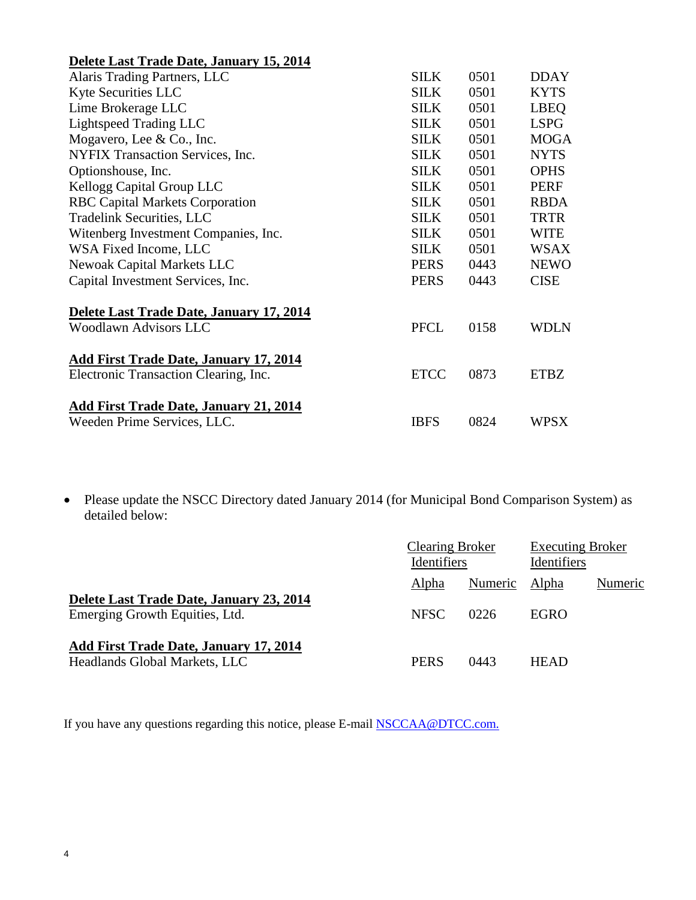| | | | |
|---|---|---|---|
| **Delete Last Trade Date, January 15, 2014** | | | |
| Alaris Trading Partners, LLC | SILK | 0501 | DDAY |
| Kyte Securities LLC | SILK | 0501 | KYTS |
| Lime Brokerage LLC | SILK | 0501 | LBEQ |
| Lightspeed Trading LLC | SILK | 0501 | LSPG |
| Mogavero, Lee & Co., Inc. | SILK | 0501 | MOGA |
| NYFIX Transaction Services, Inc. | SILK | 0501 | NYTS |
| Optionshouse, Inc. | SILK | 0501 | OPHS |
| Kellogg Capital Group LLC | SILK | 0501 | PERF |
| RBC Capital Markets Corporation | SILK | 0501 | RBDA |
| Tradelink Securities, LLC | SILK | 0501 | TRTR |
| Witenberg Investment Companies, Inc. | SILK | 0501 | WITE |
| WSA Fixed Income, LLC | SILK | 0501 | WSAX |
| Newoak Capital Markets LLC | PERS | 0443 | NEWO |
| Capital Investment Services, Inc. | PERS | 0443 | CISE |
| **Delete Last Trade Date, January 17, 2014** | | | |
| Woodlawn Advisors LLC | PFCL | 0158 | WDLN |
| **Add First Trade Date, January 17, 2014** | | | |
| Electronic Transaction Clearing, Inc. | ETCC | 0873 | ETBZ |
| **Add First Trade Date, January 21, 2014** | | | |
| Weeden Prime Services, LLC. | IBFS | 0824 | WPSX |

- Please update the NSCC Directory dated January 2014 (for Municipal Bond Comparison System) as detailed below:

| | Clearing Broker Identifiers | | Executing Broker Identifiers | |
|---|---|---|---|---|
| | Alpha | Numeric | Alpha | Numeric |
| **Delete Last Trade Date, January 23, 2014** | | | | |
| Emerging Growth Equities, Ltd. | NFSC | 0226 | EGRO | |
| **Add First Trade Date, January 17, 2014** | | | | |
| Headlands Global Markets, LLC | PERS | 0443 | HEAD | |

If you have any questions regarding this notice, please E-mail NSCCAA@DTCC.com.